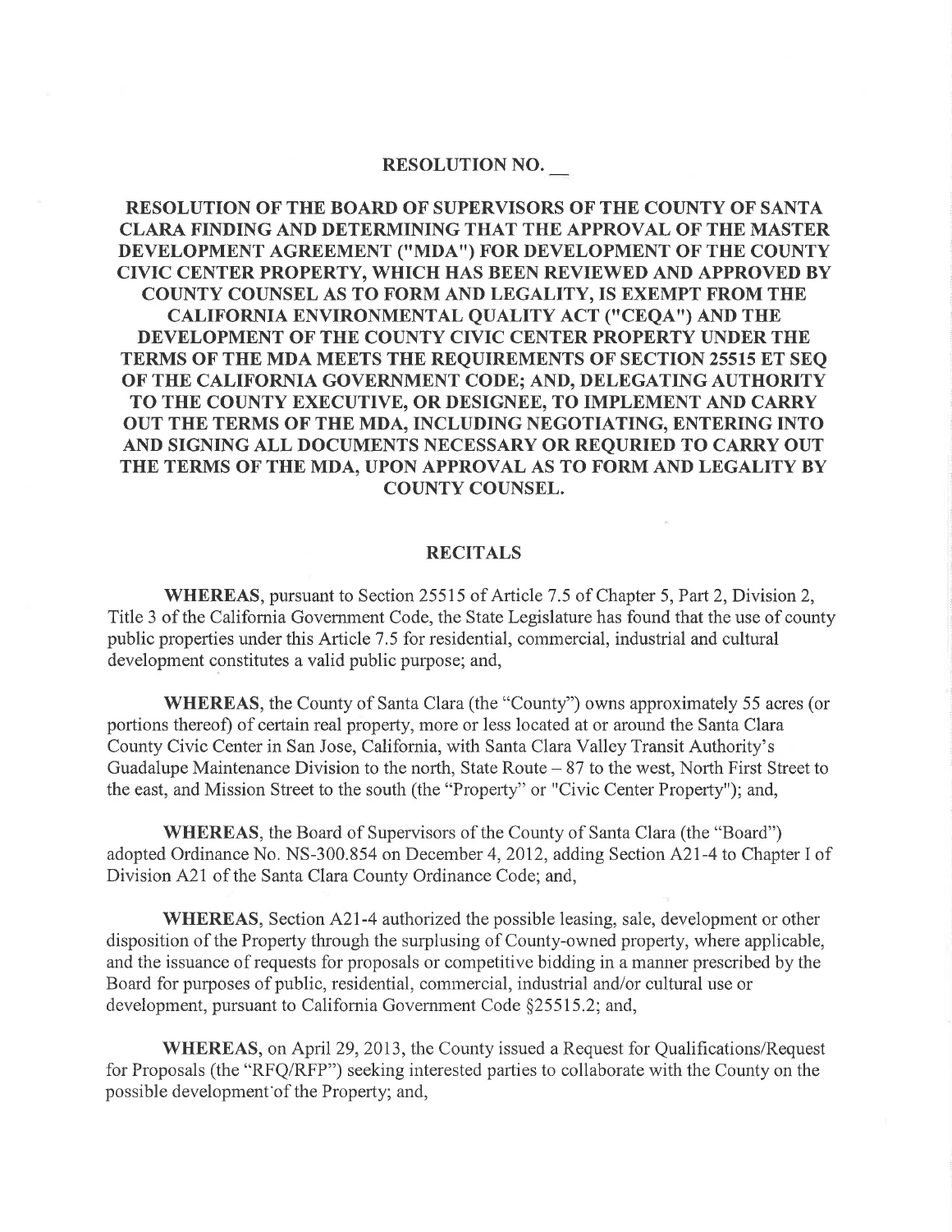# RESOLUTION NO. __

**RESOLUTION OF THE BOARD OF SUPERVISORS OF THE COUNTY OF SANTA CLARA FINDING AND DETERMINING THAT THE APPROVAL OF THE MASTER DEVELOPMENT AGREEMENT ("MDA") FOR DEVELOPMENT OF THE COUNTY CIVIC CENTER PROPERTY, WHICH HAS BEEN REVIEWED AND APPROVED BY COUNTY COUNSEL AS TO FORM AND LEGALITY, IS EXEMPT FROM THE CALIFORNIA ENVIRONMENTAL QUALITY ACT ("CEQA") AND THE DEVELOPMENT OF THE COUNTY CIVIC CENTER PROPERTY UNDER THE TERMS OF THE MDA MEETS THE REQUIREMENTS OF SECTION 25515 ET SEQ OF THE CALIFORNIA GOVERNMENT CODE; AND, DELEGATING AUTHORITY TO THE COUNTY EXECUTIVE, OR DESIGNEE, TO IMPLEMENT AND CARRY OUT THE TERMS OF THE MDA, INCLUDING NEGOTIATING, ENTERING INTO AND SIGNING ALL DOCUMENTS NECESSARY OR REQURIED TO CARRY OUT THE TERMS OF THE MDA, UPON APPROVAL AS TO FORM AND LEGALITY BY COUNTY COUNSEL.**

## RECITALS

**WHEREAS**, pursuant to Section 25515 of Article 7.5 of Chapter 5, Part 2, Division 2, Title 3 of the California Government Code, the State Legislature has found that the use of county public properties under this Article 7.5 for residential, commercial, industrial and cultural development constitutes a valid public purpose; and,

**WHEREAS**, the County of Santa Clara (the "County") owns approximately 55 acres (or portions thereof) of certain real property, more or less located at or around the Santa Clara County Civic Center in San Jose, California, with Santa Clara Valley Transit Authority's Guadalupe Maintenance Division to the north, State Route – 87 to the west, North First Street to the east, and Mission Street to the south (the "Property" or "Civic Center Property"); and,

**WHEREAS**, the Board of Supervisors of the County of Santa Clara (the "Board") adopted Ordinance No. NS-300.854 on December 4, 2012, adding Section A21-4 to Chapter I of Division A21 of the Santa Clara County Ordinance Code; and,

**WHEREAS**, Section A21-4 authorized the possible leasing, sale, development or other disposition of the Property through the surplusing of County-owned property, where applicable, and the issuance of requests for proposals or competitive bidding in a manner prescribed by the Board for purposes of public, residential, commercial, industrial and/or cultural use or development, pursuant to California Government Code §25515.2; and,

**WHEREAS**, on April 29, 2013, the County issued a Request for Qualifications/Request for Proposals (the "RFQ/RFP") seeking interested parties to collaborate with the County on the possible development of the Property; and,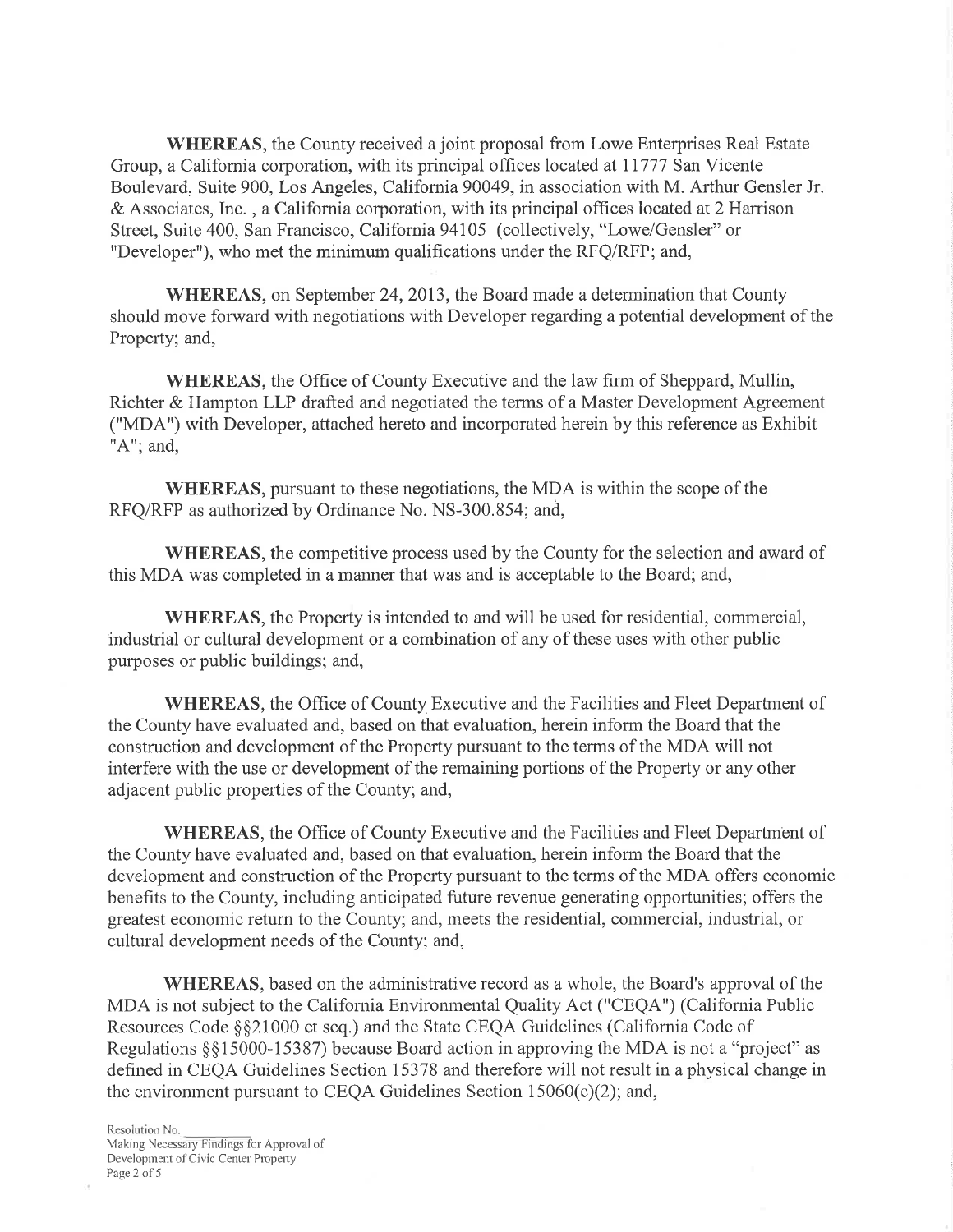**WHEREAS**, the County received a joint proposal from Lowe Enterprises Real Estate Group, a California corporation, with its principal offices located at 11777 San Vicente Boulevard, Suite 900, Los Angeles, California 90049, in association with M. Arthur Gensler Jr. & Associates, Inc. , a California corporation, with its principal offices located at 2 Harrison Street, Suite 400, San Francisco, California 94105 (collectively, "Lowe/Gensler" or "Developer"), who met the minimum qualifications under the RFQ/RFP; and,

**WHEREAS**, on September 24, 2013, the Board made a determination that County should move forward with negotiations with Developer regarding a potential development of the Property; and,

**WHEREAS**, the Office of County Executive and the law firm of Sheppard, Mullin, Richter & Hampton LLP drafted and negotiated the terms of a Master Development Agreement ("MDA") with Developer, attached hereto and incorporated herein by this reference as Exhibit "A"; and,

**WHEREAS**, pursuant to these negotiations, the MDA is within the scope of the RFQ/RFP as authorized by Ordinance No. NS-300.854; and,

**WHEREAS**, the competitive process used by the County for the selection and award of this MDA was completed in a manner that was and is acceptable to the Board; and,

**WHEREAS**, the Property is intended to and will be used for residential, commercial, industrial or cultural development or a combination of any of these uses with other public purposes or public buildings; and,

**WHEREAS**, the Office of County Executive and the Facilities and Fleet Department of the County have evaluated and, based on that evaluation, herein inform the Board that the construction and development of the Property pursuant to the terms of the MDA will not interfere with the use or development of the remaining portions of the Property or any other adjacent public properties of the County; and,

**WHEREAS**, the Office of County Executive and the Facilities and Fleet Department of the County have evaluated and, based on that evaluation, herein inform the Board that the development and construction of the Property pursuant to the terms of the MDA offers economic benefits to the County, including anticipated future revenue generating opportunities; offers the greatest economic return to the County; and, meets the residential, commercial, industrial, or cultural development needs of the County; and,

**WHEREAS**, based on the administrative record as a whole, the Board's approval of the MDA is not subject to the California Environmental Quality Act ("CEQA") (California Public Resources Code §§21000 et seq.) and the State CEQA Guidelines (California Code of Regulations §§15000-15387) because Board action in approving the MDA is not a "project" as defined in CEQA Guidelines Section 15378 and therefore will not result in a physical change in the environment pursuant to CEQA Guidelines Section 15060(c)(2); and,

Resolution No. \_\_\_\_\_\_\_\_
Making Necessary Findings for Approval of Development of Civic Center Property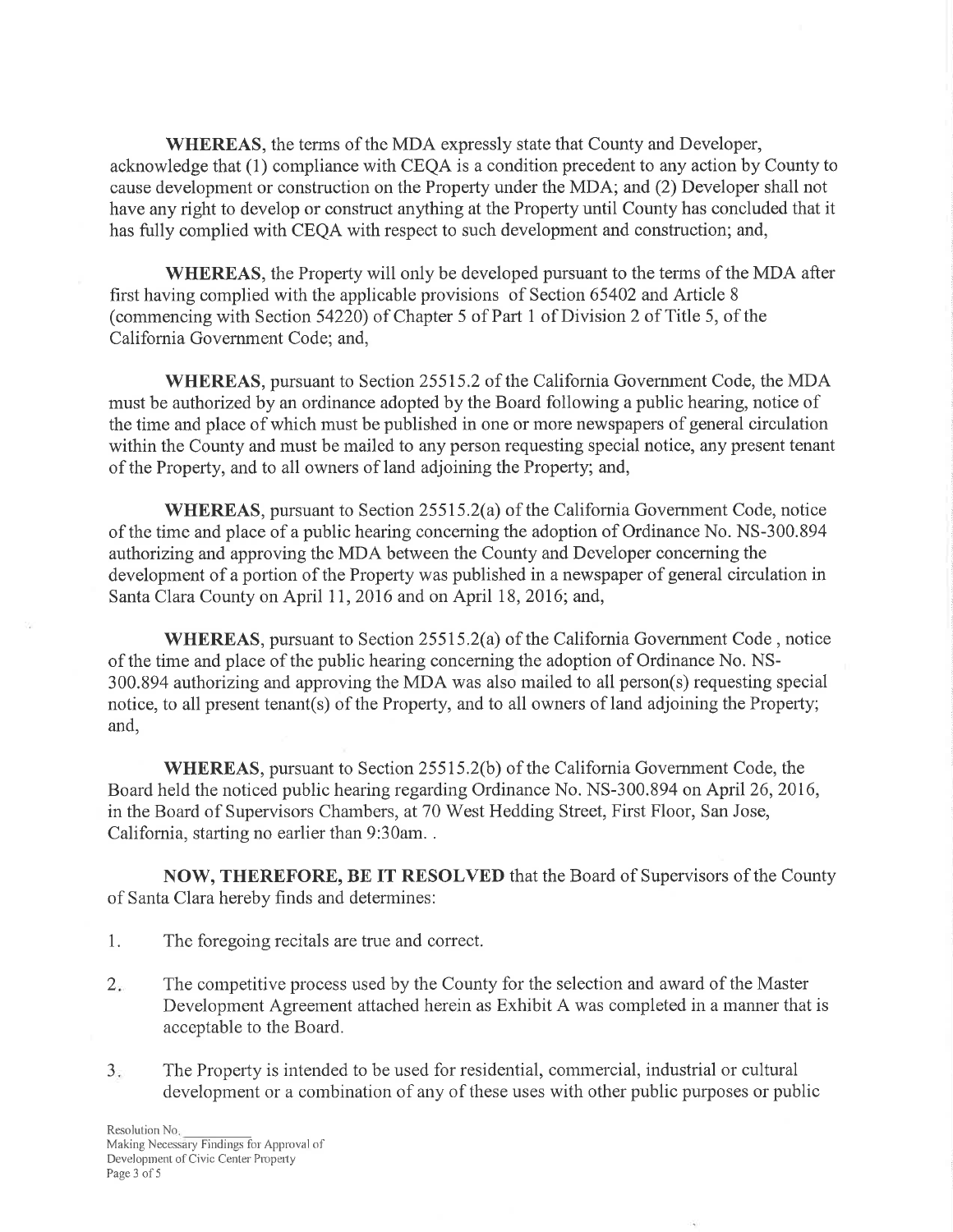**WHEREAS**, the terms of the MDA expressly state that County and Developer, acknowledge that (1) compliance with CEQA is a condition precedent to any action by County to cause development or construction on the Property under the MDA; and (2) Developer shall not have any right to develop or construct anything at the Property until County has concluded that it has fully complied with CEQA with respect to such development and construction; and,

**WHEREAS**, the Property will only be developed pursuant to the terms of the MDA after first having complied with the applicable provisions of Section 65402 and Article 8 (commencing with Section 54220) of Chapter 5 of Part 1 of Division 2 of Title 5, of the California Government Code; and,

**WHEREAS**, pursuant to Section 25515.2 of the California Government Code, the MDA must be authorized by an ordinance adopted by the Board following a public hearing, notice of the time and place of which must be published in one or more newspapers of general circulation within the County and must be mailed to any person requesting special notice, any present tenant of the Property, and to all owners of land adjoining the Property; and,

**WHEREAS**, pursuant to Section 25515.2(a) of the California Government Code, notice of the time and place of a public hearing concerning the adoption of Ordinance No. NS-300.894 authorizing and approving the MDA between the County and Developer concerning the development of a portion of the Property was published in a newspaper of general circulation in Santa Clara County on April 11, 2016 and on April 18, 2016; and,

**WHEREAS**, pursuant to Section 25515.2(a) of the California Government Code , notice of the time and place of the public hearing concerning the adoption of Ordinance No. NS-300.894 authorizing and approving the MDA was also mailed to all person(s) requesting special notice, to all present tenant(s) of the Property, and to all owners of land adjoining the Property; and,

**WHEREAS**, pursuant to Section 25515.2(b) of the California Government Code, the Board held the noticed public hearing regarding Ordinance No. NS-300.894 on April 26, 2016, in the Board of Supervisors Chambers, at 70 West Hedding Street, First Floor, San Jose, California, starting no earlier than 9:30am. .

**NOW, THEREFORE, BE IT RESOLVED** that the Board of Supervisors of the County of Santa Clara hereby finds and determines:

1. The foregoing recitals are true and correct.

2. The competitive process used by the County for the selection and award of the Master Development Agreement attached herein as Exhibit A was completed in a manner that is acceptable to the Board.

3. The Property is intended to be used for residential, commercial, industrial or cultural development or a combination of any of these uses with other public purposes or public

Resolution No. \_\_\_\_\_\_\_\_\_\_
Making Necessary Findings for Approval of Development of Civic Center Property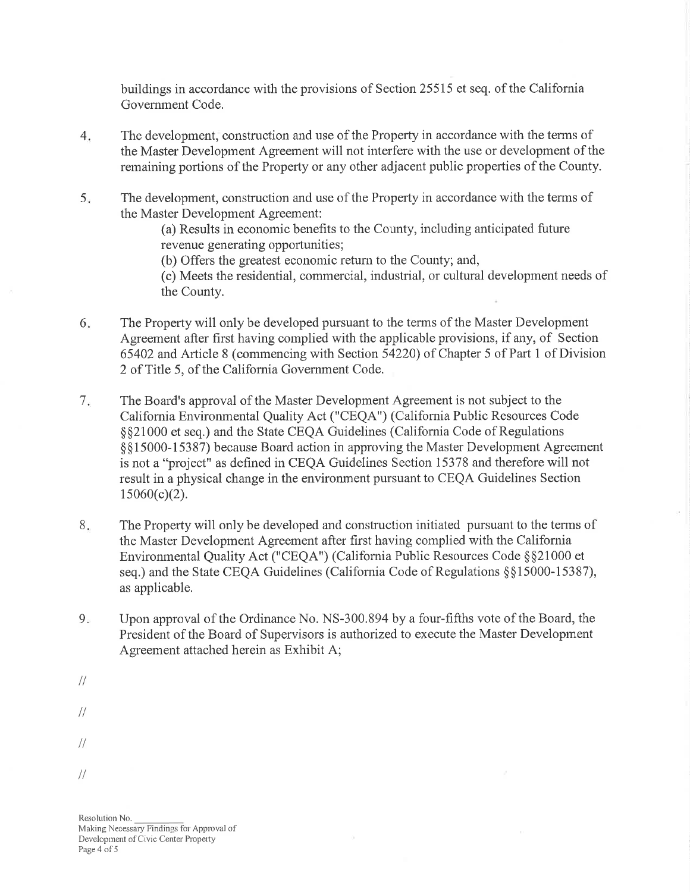buildings in accordance with the provisions of Section 25515 et seq. of the California Government Code.

4. The development, construction and use of the Property in accordance with the terms of the Master Development Agreement will not interfere with the use or development of the remaining portions of the Property or any other adjacent public properties of the County.

5. The development, construction and use of the Property in accordance with the terms of the Master Development Agreement:

   (a) Results in economic benefits to the County, including anticipated future revenue generating opportunities;

   (b) Offers the greatest economic return to the County; and,

   (c) Meets the residential, commercial, industrial, or cultural development needs of the County.

6. The Property will only be developed pursuant to the terms of the Master Development Agreement after first having complied with the applicable provisions, if any, of Section 65402 and Article 8 (commencing with Section 54220) of Chapter 5 of Part 1 of Division 2 of Title 5, of the California Government Code.

7. The Board's approval of the Master Development Agreement is not subject to the California Environmental Quality Act ("CEQA") (California Public Resources Code §§21000 et seq.) and the State CEQA Guidelines (California Code of Regulations §§15000-15387) because Board action in approving the Master Development Agreement is not a "project" as defined in CEQA Guidelines Section 15378 and therefore will not result in a physical change in the environment pursuant to CEQA Guidelines Section 15060(c)(2).

8. The Property will only be developed and construction initiated pursuant to the terms of the Master Development Agreement after first having complied with the California Environmental Quality Act ("CEQA") (California Public Resources Code §§21000 et seq.) and the State CEQA Guidelines (California Code of Regulations §§15000-15387), as applicable.

9. Upon approval of the Ordinance No. NS-300.894 by a four-fifths vote of the Board, the President of the Board of Supervisors is authorized to execute the Master Development Agreement attached herein as Exhibit A;

//

//

//

//

Resolution No. \_\_\_\_\_\_\_\_\_\_
Making Necessary Findings for Approval of Development of Civic Center Property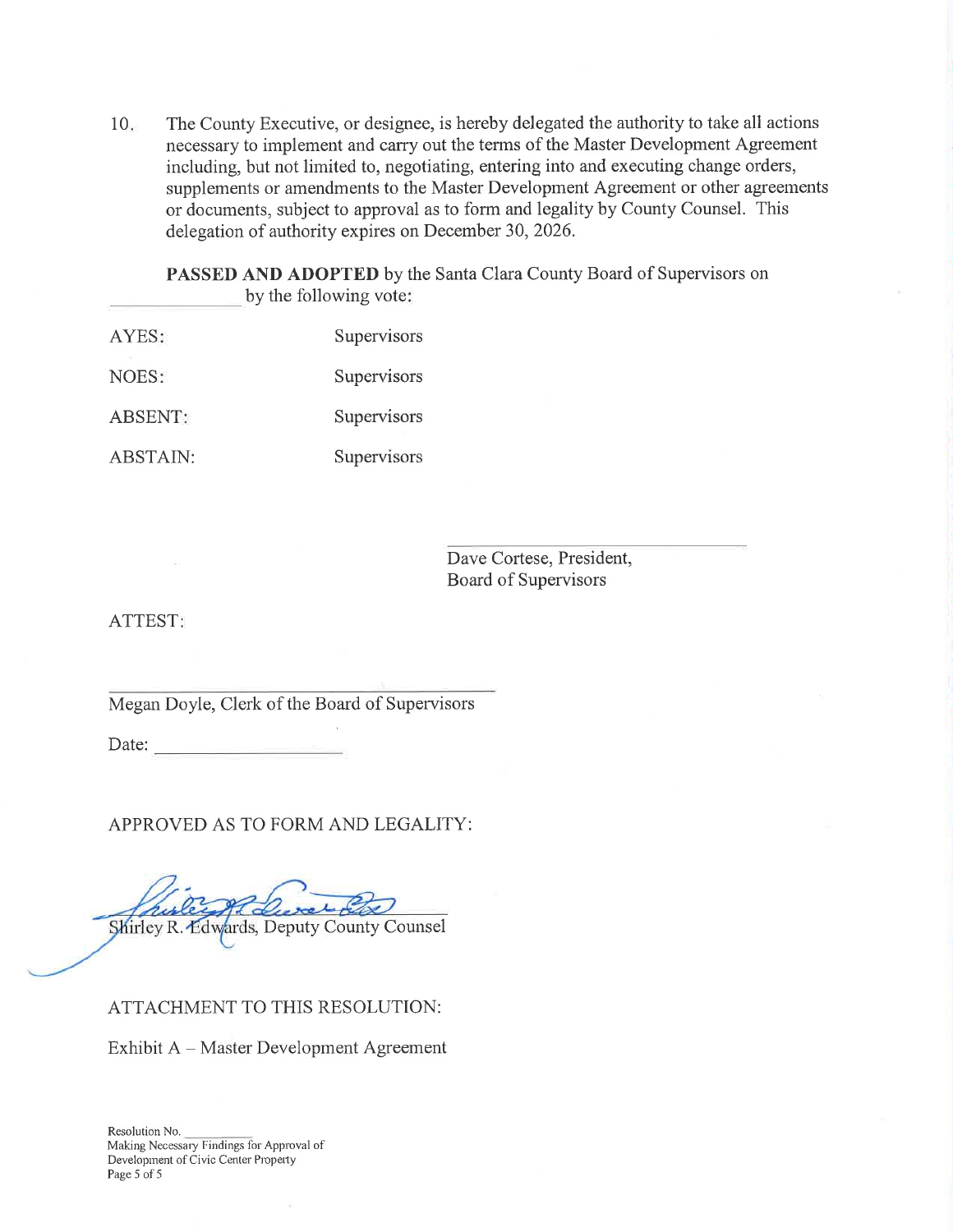10. The County Executive, or designee, is hereby delegated the authority to take all actions necessary to implement and carry out the terms of the Master Development Agreement including, but not limited to, negotiating, entering into and executing change orders, supplements or amendments to the Master Development Agreement or other agreements or documents, subject to approval as to form and legality by County Counsel. This delegation of authority expires on December 30, 2026.

**PASSED AND ADOPTED** by the Santa Clara County Board of Supervisors on ____________ by the following vote:

AYES: Supervisors

NOES: Supervisors

ABSENT: Supervisors

ABSTAIN: Supervisors

______________________________
Dave Cortese, President,
Board of Supervisors

ATTEST:

______________________________
Megan Doyle, Clerk of the Board of Supervisors

Date: ____________________

APPROVED AS TO FORM AND LEGALITY:

______________________________
Shirley R. Edwards, Deputy County Counsel

ATTACHMENT TO THIS RESOLUTION:

Exhibit A – Master Development Agreement

Resolution No. ________
Making Necessary Findings for Approval of
Development of Civic Center Property